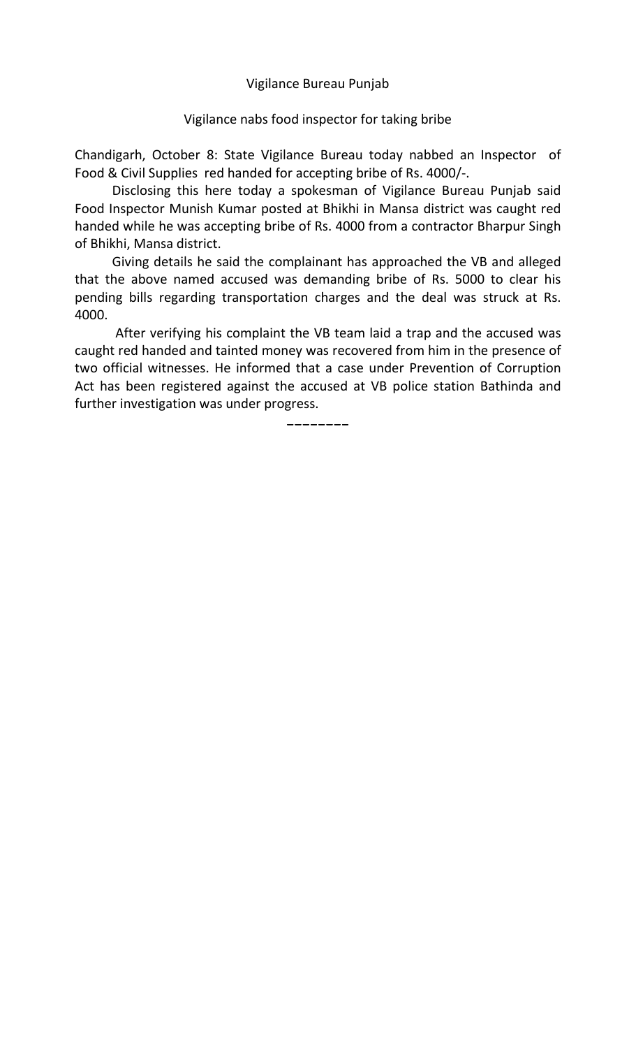Vigilance Bureau Punjab

## Vigilance nabs food inspector for taking bribe

Chandigarh, October 8: State Vigilance Bureau today nabbed an Inspector of Food & Civil Supplies red handed for accepting bribe of Rs. 4000/-.

Disclosing this here today a spokesman of Vigilance Bureau Punjab said Food Inspector Munish Kumar posted at Bhikhi in Mansa district was caught red handed while he was accepting bribe of Rs. 4000 from a contractor Bharpur Singh of Bhikhi, Mansa district.

Giving details he said the complainant has approached the VB and alleged that the above named accused was demanding bribe of Rs. 5000 to clear his pending bills regarding transportation charges and the deal was struck at Rs. 4000.

After verifying his complaint the VB team laid a trap and the accused was caught red handed and tainted money was recovered from him in the presence of two official witnesses. He informed that a case under Prevention of Corruption Act has been registered against the accused at VB police station Bathinda and further investigation was under progress.

--------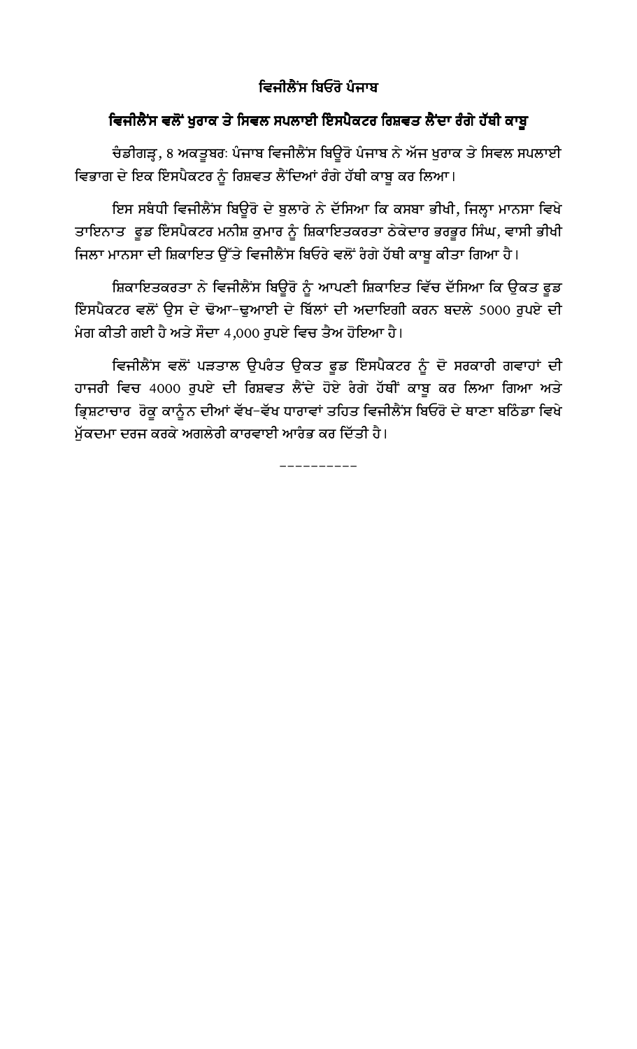## ਵਿਜੀਲੈਂਸ ਬਿਓਰੋ ਪੰਜਾਬ

## ਵਿਜੀਲੈਂਸ ਵਲੋਂ ਖੁਰਾਕ ਤੇ ਸਿਵਲ ਸਪਲਾਈ ਇੰਸਪੈਕਟਰ ਰਿਸ਼ਵਤ ਲੈਂਦਾ ਰੰਗੇ ਹੱਥੀ ਕਾਬੂ

ਚੰਡੀਗੜ੍ਹ, 8 ਅਕਤੂਬਰ: ਪੰਜਾਬ ਵਿਜੀਲੈਂਸ ਬਿਊਰੋ ਪੰਜਾਬ ਨੇ ਅੱਜ ਖੁਰਾਕ ਤੇ ਸਿਵਲ ਸਪਲਾਈ ਵਿਭਾਗ ਦੇ ਇਕ ਇੰਸਪੈਕਟਰ ਨੂੰ ਰਿਸ਼ਵਤ ਲੈਂਦਿਆਂ ਰੰਗੇ ਹੱਥੀ ਕਾਬੂ ਕਰ ਲਿਆ।

ਇਸ ਸਬੰਧੀ ਵਿਜੀਲੈਂਸ ਬਿਊਰੋ ਦੇ ਬੁਲਾਰੇ ਨੇ ਦੱਸਿਆ ਕਿ ਕਸਬਾ ਭੀਖੀ, ਜਿਲ੍ਹਾ ਮਾਨਸਾ ਵਿਖੇ ਤਾਇਨਾਤ ਫੂਡ ਇੰਸਪੈਕਟਰ ਮਨੀਸ਼ ਕੁਮਾਰ ਨੂੰ ਸ਼ਿਕਾਇਤਕਰਤਾ ਠੇਕੇਦਾਰ ਭਰਭੂਰ ਸਿੰਘ, ਵਾਸੀ ਭੀਖੀ ਜਿਲਾ ਮਾਨਸਾ ਦੀ ਸ਼ਿਕਾਇਤ ਉੱਤੇ ਵਿਜੀਲੈਂਸ ਬਿਓਰੋ ਵਲੋਂ ਰੰਗੇ ਹੱਥੀ ਕਾਬੂ ਕੀਤਾ ਗਿਆ ਹੈ।

ਸ਼ਿਕਾਇਤਕਰਤਾ ਨੇ ਵਿਜੀਲੈਂਸ ਬਿਊਰੋ ਨੂੰ ਆਪਣੀ ਸ਼ਿਕਾਇਤ ਵਿੱਚ ਦੱਸਿਆ ਕਿ ਉਕਤ ਫੂਡ ਇੰਸਪੈਕਟਰ ਵਲੋਂ ਉਸ ਦੇ ਢੋਆ-ਢੁਆਈ ਦੇ ਬਿੱਲਾਂ ਦੀ ਅਦਾਇਗੀ ਕਰਨ ਬਦਲੇ 5000 ਰੁਪਏ ਦੀ ਮੰਗ ਕੀਤੀ ਗਈ ਹੈ ਅਤੇ ਸੌਦਾ 4,000 ਰੁਪਏ ਵਿਚ ਤੈਅ ਹੋਇਆ ਹੈ।

ਵਿਜੀਲੈਂਸ ਵਲੋਂ ਪੜਤਾਲ ਉਪਰੰਤ ਉਕਤ ਫੂਡ ਇੰਸਪੈਕਟਰ ਨੂੰ ਦੋ ਸਰਕਾਰੀ ਗਵਾਹਾਂ ਦੀ ਹਾਜਰੀ ਵਿਚ 4000 ਰੁਪਏ ਦੀ ਰਿਸ਼ਵਤ ਲੈਂਦੇ ਹੋਏ ਰੰਗੇ ਹੱਥੀਂ ਕਾਬੂ ਕਰ ਲਿਆ ਗਿਆ ਅਤੇ ਭ੍ਰਿਸ਼ਟਾਚਾਰ ਰੋਕੂ ਕਾਨੂੰਨ ਦੀਆਂ ਵੱਖ-ਵੱਖ ਧਾਰਾਵਾਂ ਤਹਿਤ ਵਿਜੀਲੈਂਸ ਬਿਓਰੋ ਦੇ ਥਾਣਾ ਬਠਿੰਡਾ ਵਿਖੇ ਮੁੱਕਦਮਾ ਦਰਜ ਕਰਕੇ ਅਗਲੇਰੀ ਕਾਰਵਾਈ ਆਰੰਭ ਕਰ ਦਿੱਤੀ ਹੈ।

----------